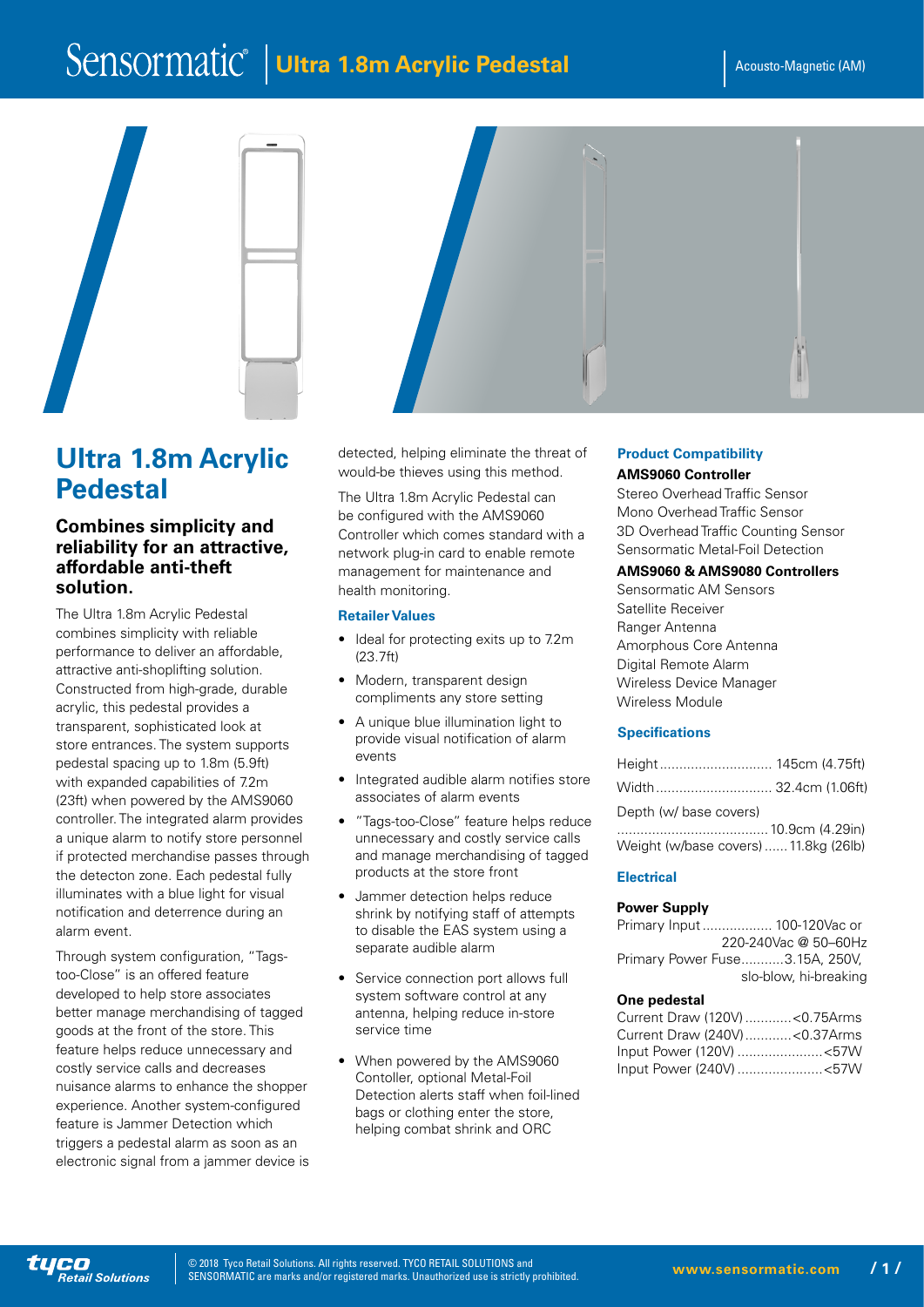# Ultra 1.8m Acrylic Pedestal

Acousto-Magnetic (AM)

## Ultra 1.8m Acrylic Pedestal

### Combines simplicity and reliability for an attractive, affordable anti-theft solution.

The Ultra 1.8m Acrylic Pedestal combines simplicity with reliable performance to deliver an affordable, attractive anti-shoplifting solution. Constructed from high-grade, durable acrylic, this pedestal provides a transparent, sophisticated look at store entrances. The system supports pedestal spacing up to 1.8m (5.9ft) with expanded capabilities of 7.2m (23ft) when powered by the AMS9060 controller. The integrated alarm provides a unique alarm to notify store personnel if protected merchandise passes through the detecton zone. Each pedestal fully illuminates with a blue light for visual notification and deterrence during an alarm event.

Through system configuration, "Tags-too-Close" is an offered feature developed to help store associates better manage merchandising of tagged goods at the front of the store. This feature helps reduce unnecessary and costly service calls and decreases nuisance alarms to enhance the shopper experience. Another system-configured feature is Jammer Detection which triggers a pedestal alarm as soon as an electronic signal from a jammer device is detected, helping eliminate the threat of would-be thieves using this method.

The Ultra 1.8m Acrylic Pedestal can be configured with the AMS9060 Controller which comes standard with a network plug-in card to enable remote management for maintenance and health monitoring.

#### Retailer Values

- Ideal for protecting exits up to 7.2m (23.7ft)
- Modern, transparent design compliments any store setting
- A unique blue illumination light to provide visual notification of alarm events
- Integrated audible alarm notifies store associates of alarm events
- "Tags-too-Close" feature helps reduce unnecessary and costly service calls and manage merchandising of tagged products at the store front
- Jammer detection helps reduce shrink by notifying staff of attempts to disable the EAS system using a separate audible alarm
- Service connection port allows full system software control at any antenna, helping reduce in-store service time
- When powered by the AMS9060 Contoller, optional Metal-Foil Detection alerts staff when foil-lined bags or clothing enter the store, helping combat shrink and ORC

#### Product Compatibility

**AMS9060 Controller**

Stereo Overhead Traffic Sensor
Mono Overhead Traffic Sensor
3D Overhead Traffic Counting Sensor
Sensormatic Metal-Foil Detection

**AMS9060 & AMS9080 Controllers**

Sensormatic AM Sensors
Satellite Receiver
Ranger Antenna
Amorphous Core Antenna
Digital Remote Alarm
Wireless Device Manager
Wireless Module

#### Specifications

| | |
|---|---|
| Height | 145cm (4.75ft) |
| Width | 32.4cm (1.06ft) |
| Depth (w/ base covers) | 10.9cm (4.29in) |
| Weight (w/base covers) | 11.8kg (26lb) |

#### Electrical

**Power Supply**

| | |
|---|---|
| Primary Input | 100-120Vac or 220-240Vac @ 50–60Hz |
| Primary Power Fuse | 3.15A, 250V, slo-blow, hi-breaking |

**One pedestal**

| | |
|---|---|
| Current Draw (120V) | <0.75Arms |
| Current Draw (240V) | <0.37Arms |
| Input Power (120V) | <57W |
| Input Power (240V) | <57W |

© 2018 Tyco Retail Solutions. All rights reserved. TYCO RETAIL SOLUTIONS and SENSORMATIC are marks and/or registered marks. Unauthorized use is strictly prohibited.

www.sensormatic.com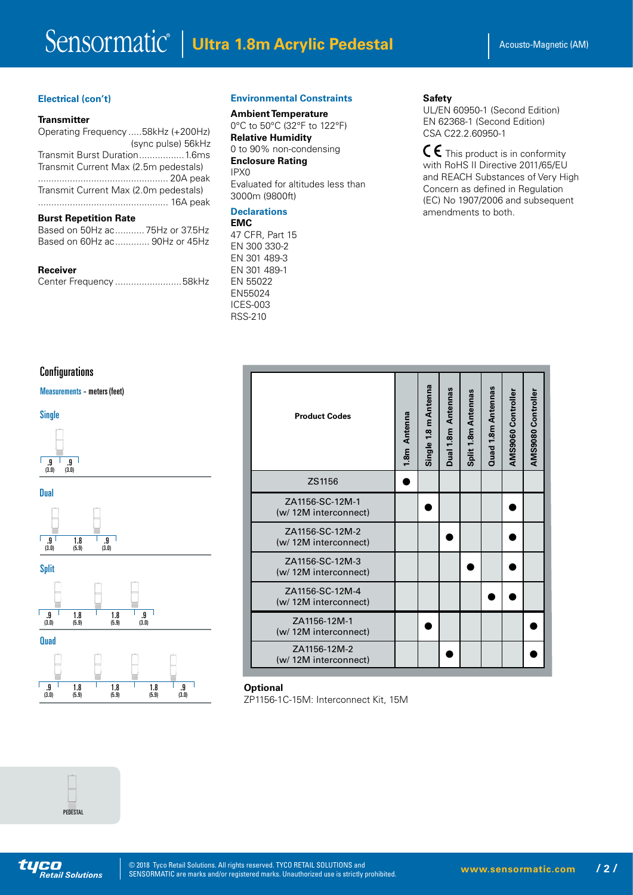## Electrical (con't)

**Transmitter**

Operating Frequency .....58kHz (+200Hz) (sync pulse) 56kHz

Transmit Burst Duration.................1.6ms

Transmit Current Max (2.5m pedestals) ................................................ 20A peak

Transmit Current Max (2.0m pedestals) ................................................ 16A peak

**Burst Repetition Rate**

Based on 50Hz ac........... 75Hz or 37.5Hz

Based on 60Hz ac............. 90Hz or 45Hz

**Receiver**

Center Frequency .........................58kHz

## Environmental Constraints

**Ambient Temperature**

0°C to 50°C (32°F to 122°F)

**Relative Humidity**

0 to 90% non-condensing

**Enclosure Rating**

IPX0

Evaluated for altitudes less than 3000m (9800ft)

## Declarations

**EMC**

47 CFR, Part 15
EN 300 330-2
EN 301 489-3
EN 301 489-1
EN 55022
EN55024
ICES-003
RSS-210

**Safety**

UL/EN 60950-1 (Second Edition)
EN 62368-1 (Second Edition)
CSA C22.2.60950-1

CE This product is in conformity with RoHS II Directive 2011/65/EU and REACH Substances of Very High Concern as defined in Regulation (EC) No 1907/2006 and subsequent amendments to both.

## Configurations

Measurements - meters (feet)

**Single**

.9 (3.0) | .9 (3.0)

**Dual**

.9 (3.0) | 1.8 (5.9) | .9 (3.0)

**Split**

.9 (3.0) | 1.8 (5.9) | 1.8 (5.9) | .9 (3.0)

**Quad**

.9 (3.0) | 1.8 (5.9) | 1.8 (5.9) | 1.8 (5.9) | .9 (3.0)

| Product Codes | 1.8m Antenna | Single 1.8 m Antenna | Dual 1.8m Antennas | Split 1.8m Antennas | Quad 1.8m Antennas | AMS9060 Controller | AMS9080 Controller |
|---|---|---|---|---|---|---|---|
| ZS1156 | ● | | | | | | |
| ZA1156-SC-12M-1 (w/ 12M interconnect) | | ● | | | | ● | |
| ZA1156-SC-12M-2 (w/ 12M interconnect) | | | ● | | | ● | |
| ZA1156-SC-12M-3 (w/ 12M interconnect) | | | | ● | | ● | |
| ZA1156-SC-12M-4 (w/ 12M interconnect) | | | | | ● | ● | |
| ZA1156-12M-1 (w/ 12M interconnect) | | ● | | | | | ● |
| ZA1156-12M-2 (w/ 12M interconnect) | | | ● | | | | ● |

**Optional**

ZP1156-1C-15M: Interconnect Kit, 15M

PEDESTAL

© 2018 Tyco Retail Solutions. All rights reserved. TYCO RETAIL SOLUTIONS and SENSORMATIC are marks and/or registered marks. Unauthorized use is strictly prohibited.